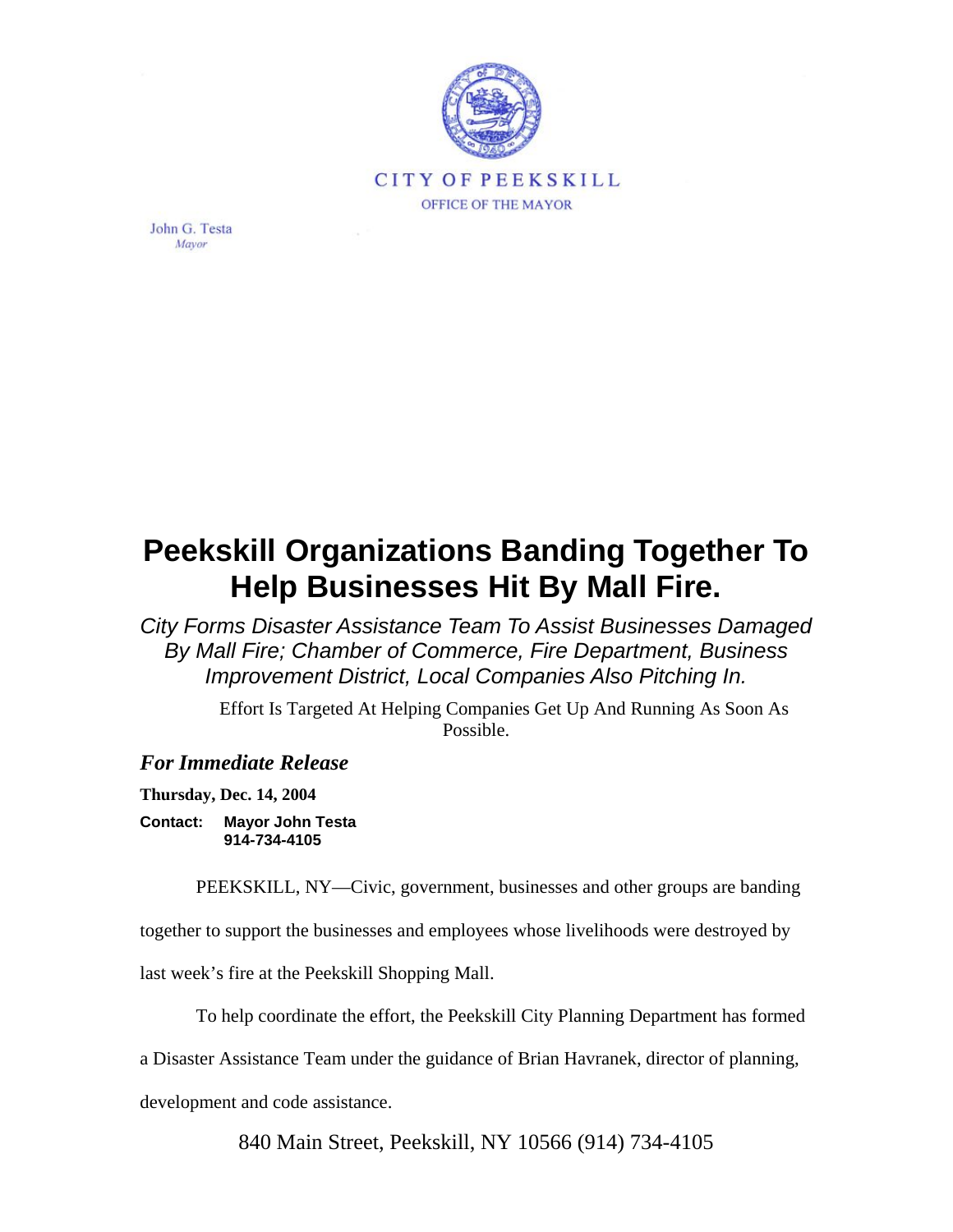CITY OF PEEKSKILL

OFFICE OF THE MAYOR

John G. Testa
*Mayor*

# Peekskill Organizations Banding Together To Help Businesses Hit By Mall Fire.

*City Forms Disaster Assistance Team To Assist Businesses Damaged By Mall Fire; Chamber of Commerce, Fire Department, Business Improvement District, Local Companies Also Pitching In.*

Effort Is Targeted At Helping Companies Get Up And Running As Soon As Possible.

***For Immediate Release***

**Thursday, Dec. 14, 2004**

**Contact: Mayor John Testa**
**914-734-4105**

PEEKSKILL, NY—Civic, government, businesses and other groups are banding together to support the businesses and employees whose livelihoods were destroyed by last week's fire at the Peekskill Shopping Mall.

To help coordinate the effort, the Peekskill City Planning Department has formed a Disaster Assistance Team under the guidance of Brian Havranek, director of planning, development and code assistance.

840 Main Street, Peekskill, NY 10566 (914) 734-4105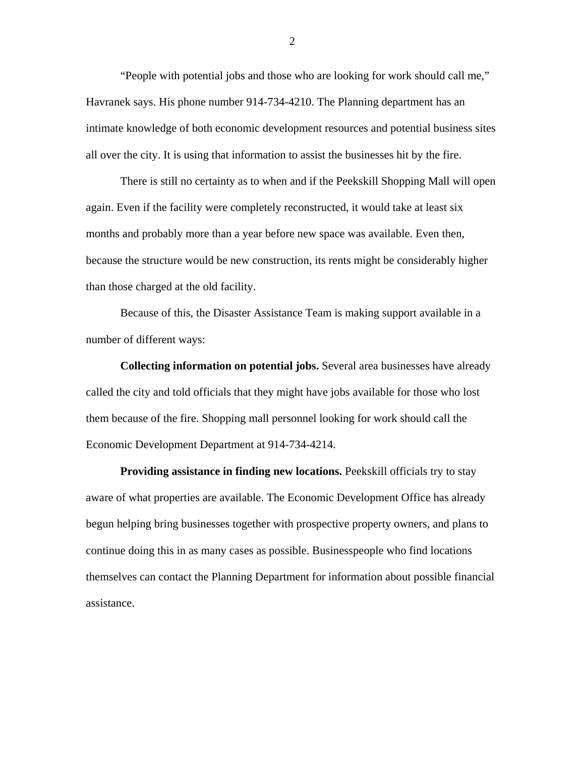"People with potential jobs and those who are looking for work should call me," Havranek says. His phone number 914-734-4210. The Planning department has an intimate knowledge of both economic development resources and potential business sites all over the city. It is using that information to assist the businesses hit by the fire.

There is still no certainty as to when and if the Peekskill Shopping Mall will open again. Even if the facility were completely reconstructed, it would take at least six months and probably more than a year before new space was available. Even then, because the structure would be new construction, its rents might be considerably higher than those charged at the old facility.

Because of this, the Disaster Assistance Team is making support available in a number of different ways:

**Collecting information on potential jobs.** Several area businesses have already called the city and told officials that they might have jobs available for those who lost them because of the fire. Shopping mall personnel looking for work should call the Economic Development Department at 914-734-4214.

**Providing assistance in finding new locations.** Peekskill officials try to stay aware of what properties are available. The Economic Development Office has already begun helping bring businesses together with prospective property owners, and plans to continue doing this in as many cases as possible. Businesspeople who find locations themselves can contact the Planning Department for information about possible financial assistance.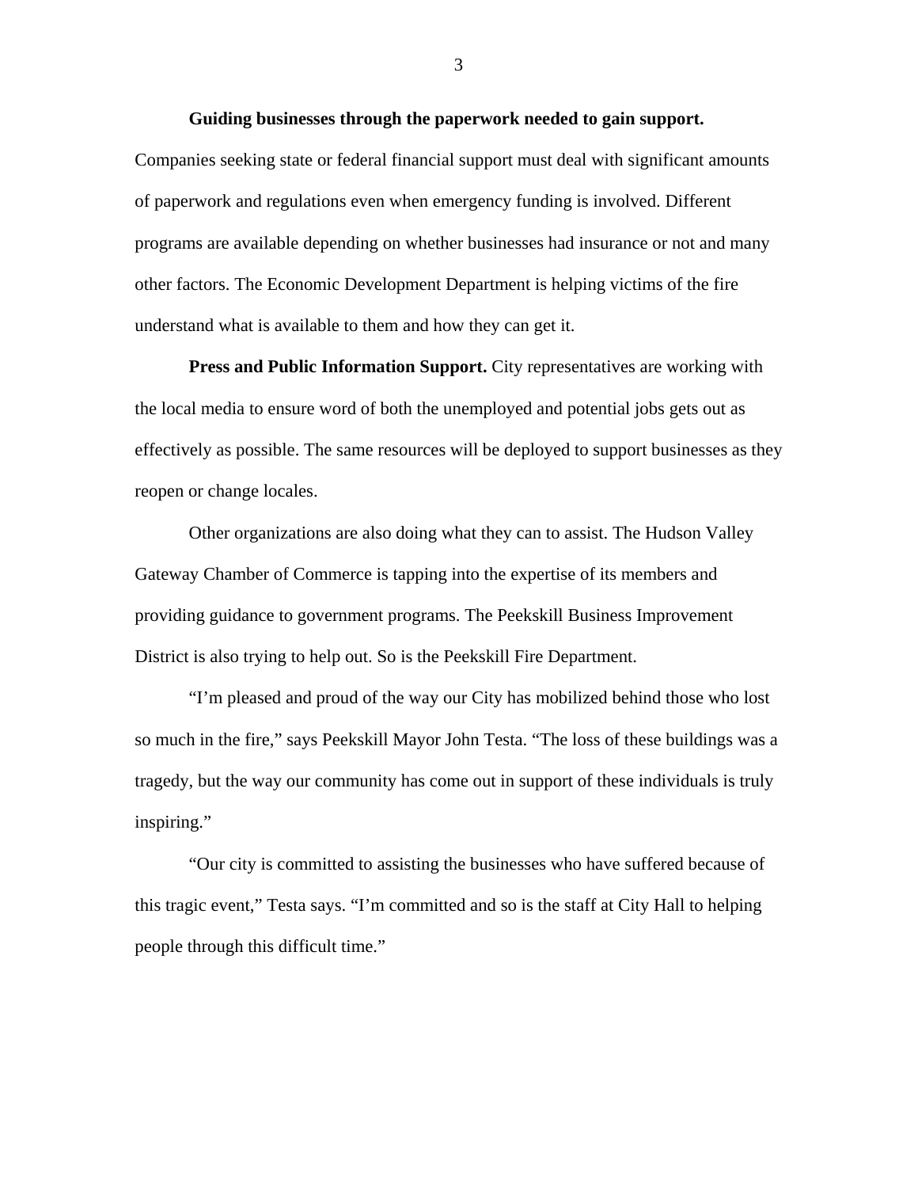**Guiding businesses through the paperwork needed to gain support.** Companies seeking state or federal financial support must deal with significant amounts of paperwork and regulations even when emergency funding is involved. Different programs are available depending on whether businesses had insurance or not and many other factors. The Economic Development Department is helping victims of the fire understand what is available to them and how they can get it.

**Press and Public Information Support.** City representatives are working with the local media to ensure word of both the unemployed and potential jobs gets out as effectively as possible. The same resources will be deployed to support businesses as they reopen or change locales.

Other organizations are also doing what they can to assist. The Hudson Valley Gateway Chamber of Commerce is tapping into the expertise of its members and providing guidance to government programs. The Peekskill Business Improvement District is also trying to help out. So is the Peekskill Fire Department.

"I'm pleased and proud of the way our City has mobilized behind those who lost so much in the fire," says Peekskill Mayor John Testa. "The loss of these buildings was a tragedy, but the way our community has come out in support of these individuals is truly inspiring."

"Our city is committed to assisting the businesses who have suffered because of this tragic event," Testa says. "I'm committed and so is the staff at City Hall to helping people through this difficult time."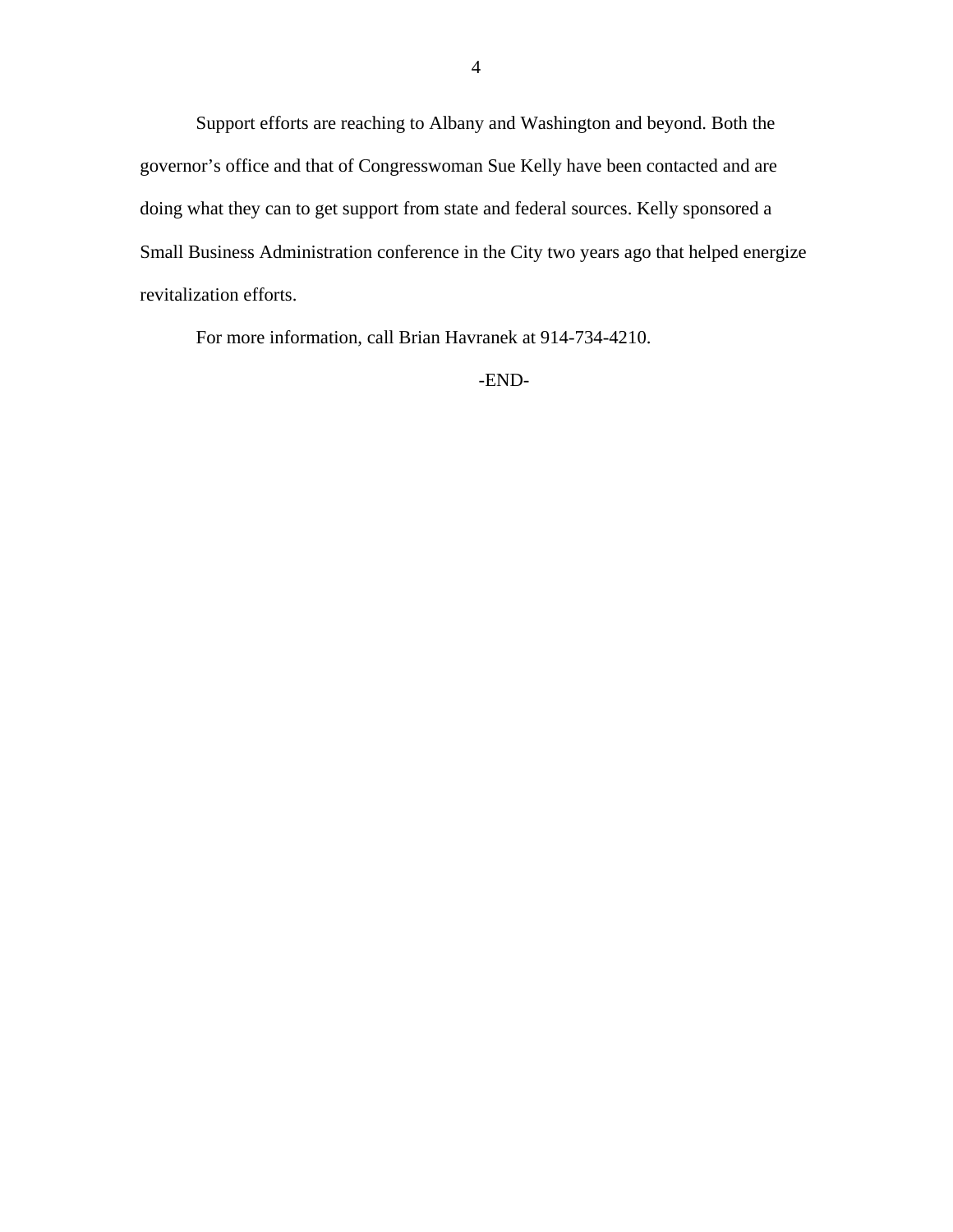Support efforts are reaching to Albany and Washington and beyond. Both the governor's office and that of Congresswoman Sue Kelly have been contacted and are doing what they can to get support from state and federal sources. Kelly sponsored a Small Business Administration conference in the City two years ago that helped energize revitalization efforts.

For more information, call Brian Havranek at 914-734-4210.

-END-